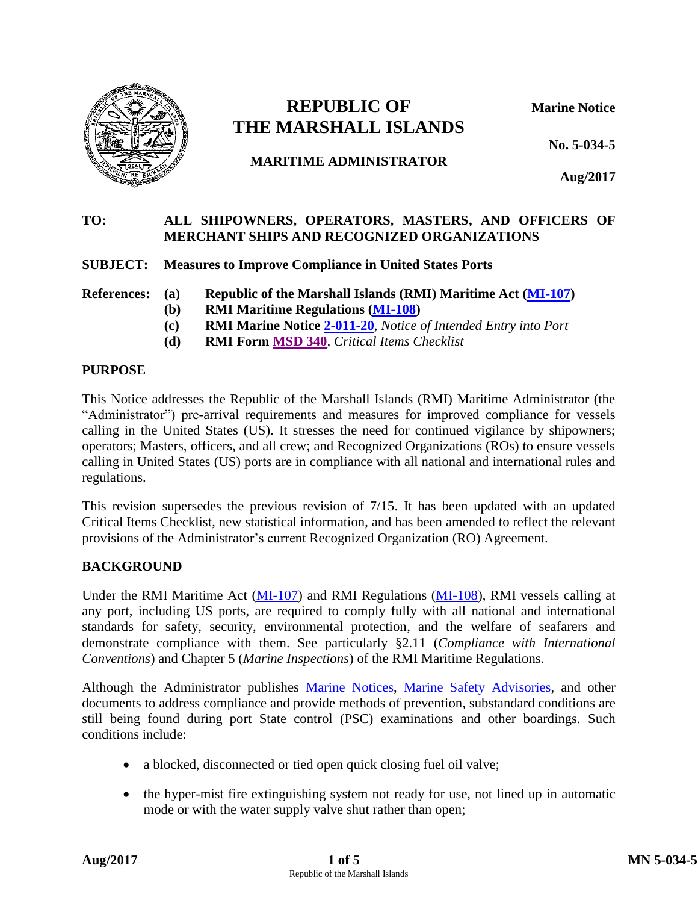# REPUBLIC OF THE MARSHALL ISLANDS

**MARITIME ADMINISTRATOR**

**Marine Notice**

**No. 5-034-5**

**Aug/2017**

---

**TO:** **ALL SHIPOWNERS, OPERATORS, MASTERS, AND OFFICERS OF MERCHANT SHIPS AND RECOGNIZED ORGANIZATIONS**

**SUBJECT:** **Measures to Improve Compliance in United States Ports**

**References:**
- **(a)** **Republic of the Marshall Islands (RMI) Maritime Act (MI-107)**
- **(b)** **RMI Maritime Regulations (MI-108)**
- **(c)** **RMI Marine Notice 2-011-20**, *Notice of Intended Entry into Port*
- **(d)** **RMI Form MSD 340**, *Critical Items Checklist*

## PURPOSE

This Notice addresses the Republic of the Marshall Islands (RMI) Maritime Administrator (the "Administrator") pre-arrival requirements and measures for improved compliance for vessels calling in the United States (US). It stresses the need for continued vigilance by shipowners; operators; Masters, officers, and all crew; and Recognized Organizations (ROs) to ensure vessels calling in United States (US) ports are in compliance with all national and international rules and regulations.

This revision supersedes the previous revision of 7/15. It has been updated with an updated Critical Items Checklist, new statistical information, and has been amended to reflect the relevant provisions of the Administrator's current Recognized Organization (RO) Agreement.

## BACKGROUND

Under the RMI Maritime Act (MI-107) and RMI Regulations (MI-108), RMI vessels calling at any port, including US ports, are required to comply fully with all national and international standards for safety, security, environmental protection, and the welfare of seafarers and demonstrate compliance with them. See particularly §2.11 (*Compliance with International Conventions*) and Chapter 5 (*Marine Inspections*) of the RMI Maritime Regulations.

Although the Administrator publishes Marine Notices, Marine Safety Advisories, and other documents to address compliance and provide methods of prevention, substandard conditions are still being found during port State control (PSC) examinations and other boardings. Such conditions include:

- a blocked, disconnected or tied open quick closing fuel oil valve;
- the hyper-mist fire extinguishing system not ready for use, not lined up in automatic mode or with the water supply valve shut rather than open;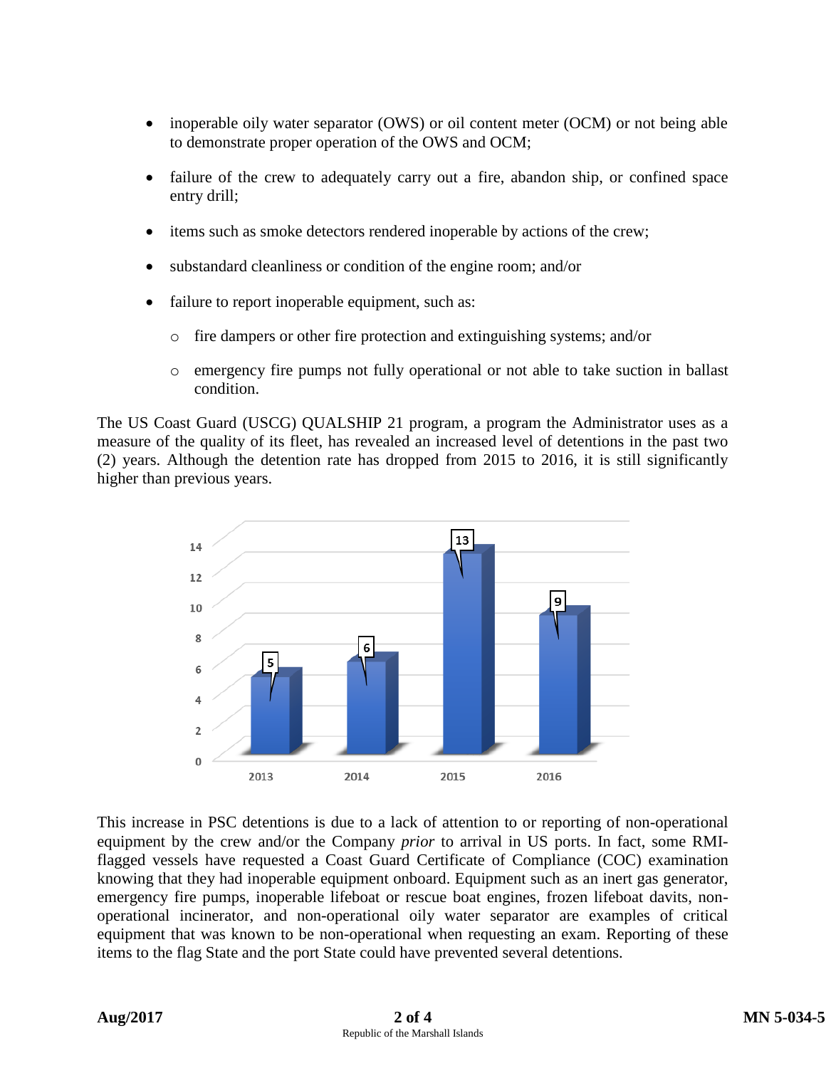- inoperable oily water separator (OWS) or oil content meter (OCM) or not being able to demonstrate proper operation of the OWS and OCM;
- failure of the crew to adequately carry out a fire, abandon ship, or confined space entry drill;
- items such as smoke detectors rendered inoperable by actions of the crew;
- substandard cleanliness or condition of the engine room; and/or
- failure to report inoperable equipment, such as:
  - fire dampers or other fire protection and extinguishing systems; and/or
  - emergency fire pumps not fully operational or not able to take suction in ballast condition.

The US Coast Guard (USCG) QUALSHIP 21 program, a program the Administrator uses as a measure of the quality of its fleet, has revealed an increased level of detentions in the past two (2) years. Although the detention rate has dropped from 2015 to 2016, it is still significantly higher than previous years.

This increase in PSC detentions is due to a lack of attention to or reporting of non-operational equipment by the crew and/or the Company *prior* to arrival in US ports. In fact, some RMI-flagged vessels have requested a Coast Guard Certificate of Compliance (COC) examination knowing that they had inoperable equipment onboard. Equipment such as an inert gas generator, emergency fire pumps, inoperable lifeboat or rescue boat engines, frozen lifeboat davits, non-operational incinerator, and non-operational oily water separator are examples of critical equipment that was known to be non-operational when requesting an exam. Reporting of these items to the flag State and the port State could have prevented several detentions.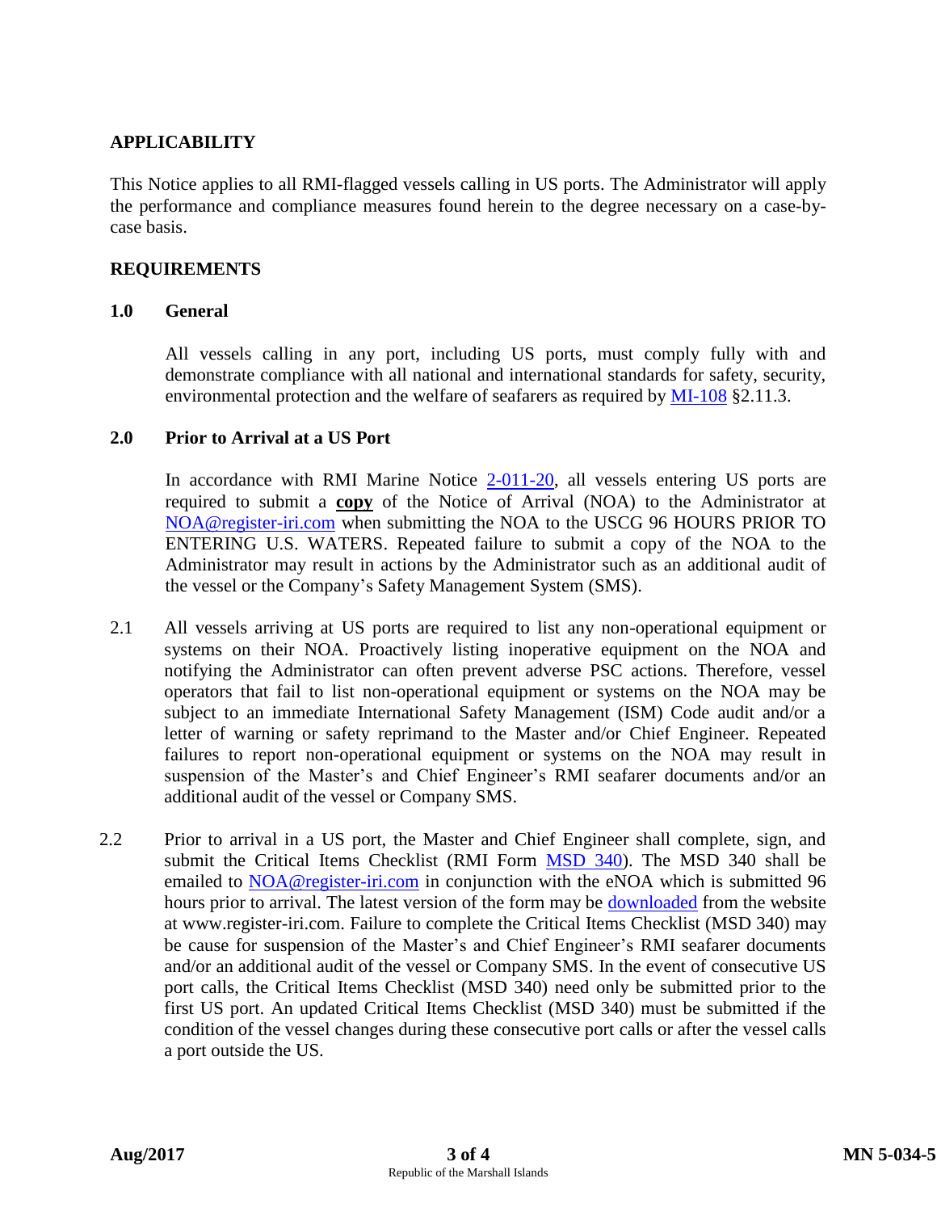## APPLICABILITY

This Notice applies to all RMI-flagged vessels calling in US ports. The Administrator will apply the performance and compliance measures found herein to the degree necessary on a case-by-case basis.

## REQUIREMENTS

### 1.0 General

All vessels calling in any port, including US ports, must comply fully with and demonstrate compliance with all national and international standards for safety, security, environmental protection and the welfare of seafarers as required by MI-108 §2.11.3.

### 2.0 Prior to Arrival at a US Port

In accordance with RMI Marine Notice 2-011-20, all vessels entering US ports are required to submit a **copy** of the Notice of Arrival (NOA) to the Administrator at NOA@register-iri.com when submitting the NOA to the USCG 96 HOURS PRIOR TO ENTERING U.S. WATERS. Repeated failure to submit a copy of the NOA to the Administrator may result in actions by the Administrator such as an additional audit of the vessel or the Company's Safety Management System (SMS).

2.1 All vessels arriving at US ports are required to list any non-operational equipment or systems on their NOA. Proactively listing inoperative equipment on the NOA and notifying the Administrator can often prevent adverse PSC actions. Therefore, vessel operators that fail to list non-operational equipment or systems on the NOA may be subject to an immediate International Safety Management (ISM) Code audit and/or a letter of warning or safety reprimand to the Master and/or Chief Engineer. Repeated failures to report non-operational equipment or systems on the NOA may result in suspension of the Master's and Chief Engineer's RMI seafarer documents and/or an additional audit of the vessel or Company SMS.

2.2 Prior to arrival in a US port, the Master and Chief Engineer shall complete, sign, and submit the Critical Items Checklist (RMI Form MSD 340). The MSD 340 shall be emailed to NOA@register-iri.com in conjunction with the eNOA which is submitted 96 hours prior to arrival. The latest version of the form may be downloaded from the website at www.register-iri.com. Failure to complete the Critical Items Checklist (MSD 340) may be cause for suspension of the Master's and Chief Engineer's RMI seafarer documents and/or an additional audit of the vessel or Company SMS. In the event of consecutive US port calls, the Critical Items Checklist (MSD 340) need only be submitted prior to the first US port. An updated Critical Items Checklist (MSD 340) must be submitted if the condition of the vessel changes during these consecutive port calls or after the vessel calls a port outside the US.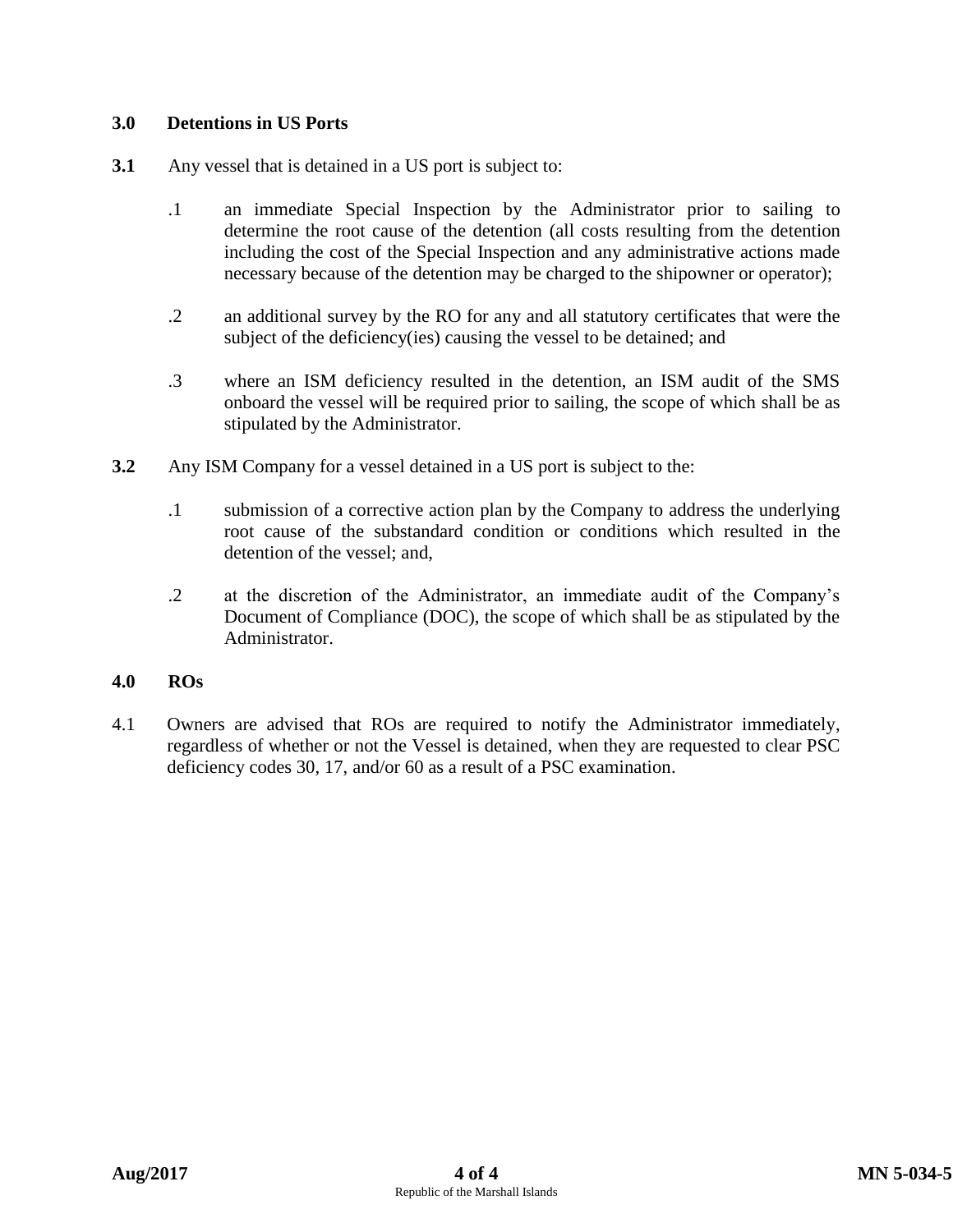## 3.0 Detentions in US Ports

**3.1** Any vessel that is detained in a US port is subject to:

.1 an immediate Special Inspection by the Administrator prior to sailing to determine the root cause of the detention (all costs resulting from the detention including the cost of the Special Inspection and any administrative actions made necessary because of the detention may be charged to the shipowner or operator);

.2 an additional survey by the RO for any and all statutory certificates that were the subject of the deficiency(ies) causing the vessel to be detained; and

.3 where an ISM deficiency resulted in the detention, an ISM audit of the SMS onboard the vessel will be required prior to sailing, the scope of which shall be as stipulated by the Administrator.

**3.2** Any ISM Company for a vessel detained in a US port is subject to the:

.1 submission of a corrective action plan by the Company to address the underlying root cause of the substandard condition or conditions which resulted in the detention of the vessel; and,

.2 at the discretion of the Administrator, an immediate audit of the Company's Document of Compliance (DOC), the scope of which shall be as stipulated by the Administrator.

## 4.0 ROs

4.1 Owners are advised that ROs are required to notify the Administrator immediately, regardless of whether or not the Vessel is detained, when they are requested to clear PSC deficiency codes 30, 17, and/or 60 as a result of a PSC examination.